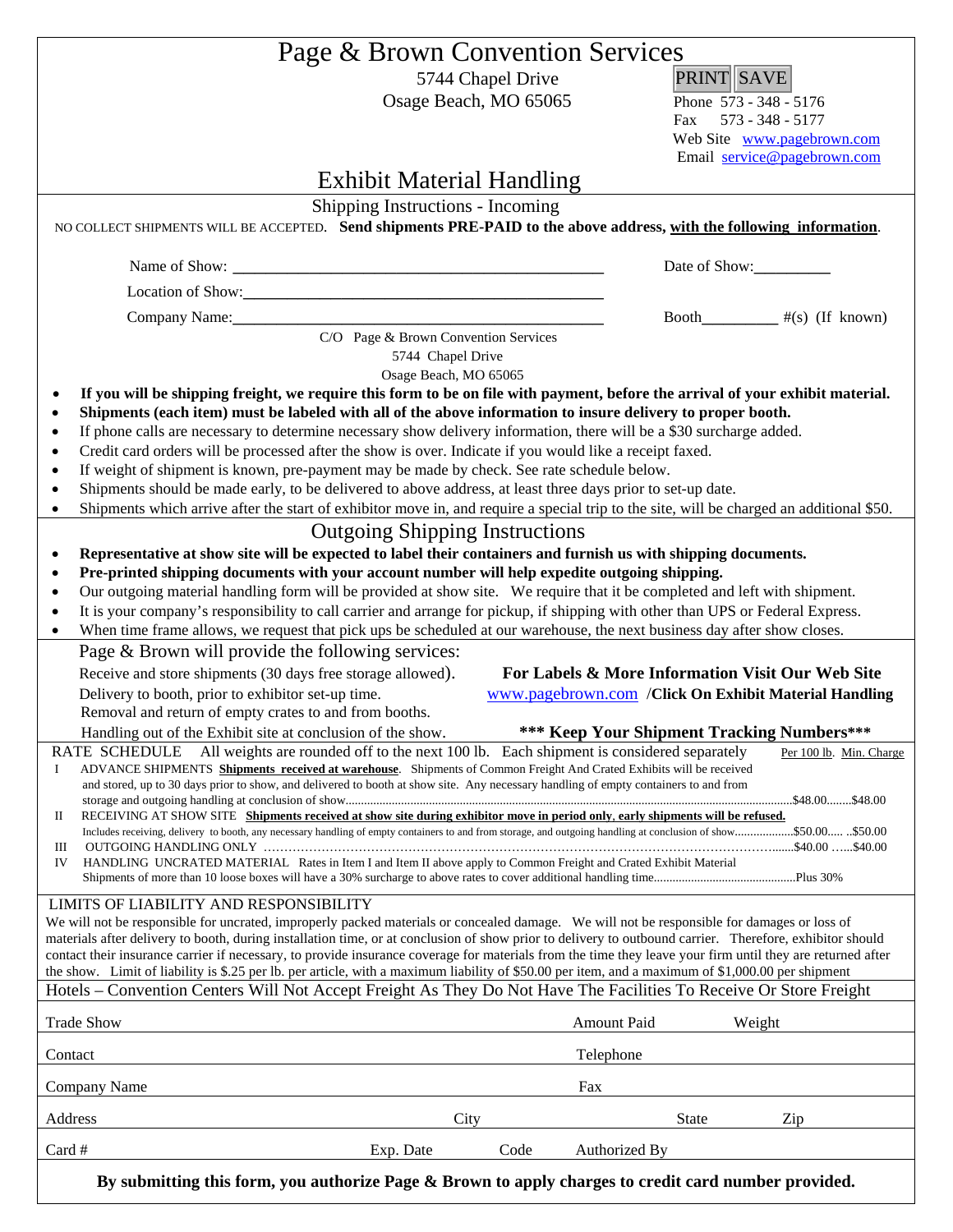# Page & Brown Convention Services

5744 Chapel Drive
Osage Beach, MO 65065

PRINT SAVE

Phone 573 - 348 - 5176
Fax 573 - 348 - 5177
Web Site www.pagebrown.com
Email service@pagebrown.com

## Exhibit Material Handling

### Shipping Instructions - Incoming

NO COLLECT SHIPMENTS WILL BE ACCEPTED. **Send shipments PRE-PAID to the above address, with the following information**.

Name of Show: ______________________________ Date of Show:__________

Location of Show:______________________________

Company Name:______________________________ Booth__________ #(s) (If known)

C/O Page & Brown Convention Services
5744 Chapel Drive
Osage Beach, MO 65065

- **If you will be shipping freight, we require this form to be on file with payment, before the arrival of your exhibit material.**
- **Shipments (each item) must be labeled with all of the above information to insure delivery to proper booth.**
- If phone calls are necessary to determine necessary show delivery information, there will be a $30 surcharge added.
- Credit card orders will be processed after the show is over. Indicate if you would like a receipt faxed.
- If weight of shipment is known, pre-payment may be made by check. See rate schedule below.
- Shipments should be made early, to be delivered to above address, at least three days prior to set-up date.
- Shipments which arrive after the start of exhibitor move in, and require a special trip to the site, will be charged an additional $50.

### Outgoing Shipping Instructions

- **Representative at show site will be expected to label their containers and furnish us with shipping documents.**
- **Pre-printed shipping documents with your account number will help expedite outgoing shipping.**
- Our outgoing material handling form will be provided at show site. We require that it be completed and left with shipment.
- It is your company's responsibility to call carrier and arrange for pickup, if shipping with other than UPS or Federal Express.
- When time frame allows, we request that pick ups be scheduled at our warehouse, the next business day after show closes.

Page & Brown will provide the following services:

Receive and store shipments (30 days free storage allowed).
Delivery to booth, prior to exhibitor set-up time.
Removal and return of empty crates to and from booths.
Handling out of the Exhibit site at conclusion of the show.

**For Labels & More Information Visit Our Web Site**
www.pagebrown.com /**Click On Exhibit Material Handling**

**\*\*\* Keep Your Shipment Tracking Numbers\*\*\***

RATE SCHEDULE All weights are rounded off to the next 100 lb. Each shipment is considered separately — Per 100 lb. Min. Charge

I ADVANCE SHIPMENTS **Shipments received at warehouse**. Shipments of Common Freight And Crated Exhibits will be received and stored, up to 30 days prior to show, and delivered to booth at show site. Any necessary handling of empty containers to and from storage and outgoing handling at conclusion of show........$48.00........$48.00

II RECEIVING AT SHOW SITE **Shipments received at show site during exhibitor move in period only, early shipments will be refused.** Includes receiving, delivery to booth, any necessary handling of empty containers to and from storage, and outgoing handling at conclusion of show........$50.00..... ..$50.00

III OUTGOING HANDLING ONLY ........$40.00 ......$40.00

IV HANDLING UNCRATED MATERIAL Rates in Item I and Item II above apply to Common Freight and Crated Exhibit Material. Shipments of more than 10 loose boxes will have a 30% surcharge to above rates to cover additional handling time........Plus 30%

LIMITS OF LIABILITY AND RESPONSIBILITY

We will not be responsible for uncrated, improperly packed materials or concealed damage. We will not be responsible for damages or loss of materials after delivery to booth, during installation time, or at conclusion of show prior to delivery to outbound carrier. Therefore, exhibitor should contact their insurance carrier if necessary, to provide insurance coverage for materials from the time they leave your firm until they are returned after the show. Limit of liability is $.25 per lb. per article, with a maximum liability of $50.00 per item, and a maximum of $1,000.00 per shipment

Hotels – Convention Centers Will Not Accept Freight As They Do Not Have The Facilities To Receive Or Store Freight

| Trade Show | | | Amount Paid | Weight |
|---|---|---|---|---|
| Contact | | | Telephone | |
| Company Name | | | Fax | |
| Address | City | | State | Zip |
| Card # | Exp. Date | Code | Authorized By | |

**By submitting this form, you authorize Page & Brown to apply charges to credit card number provided.**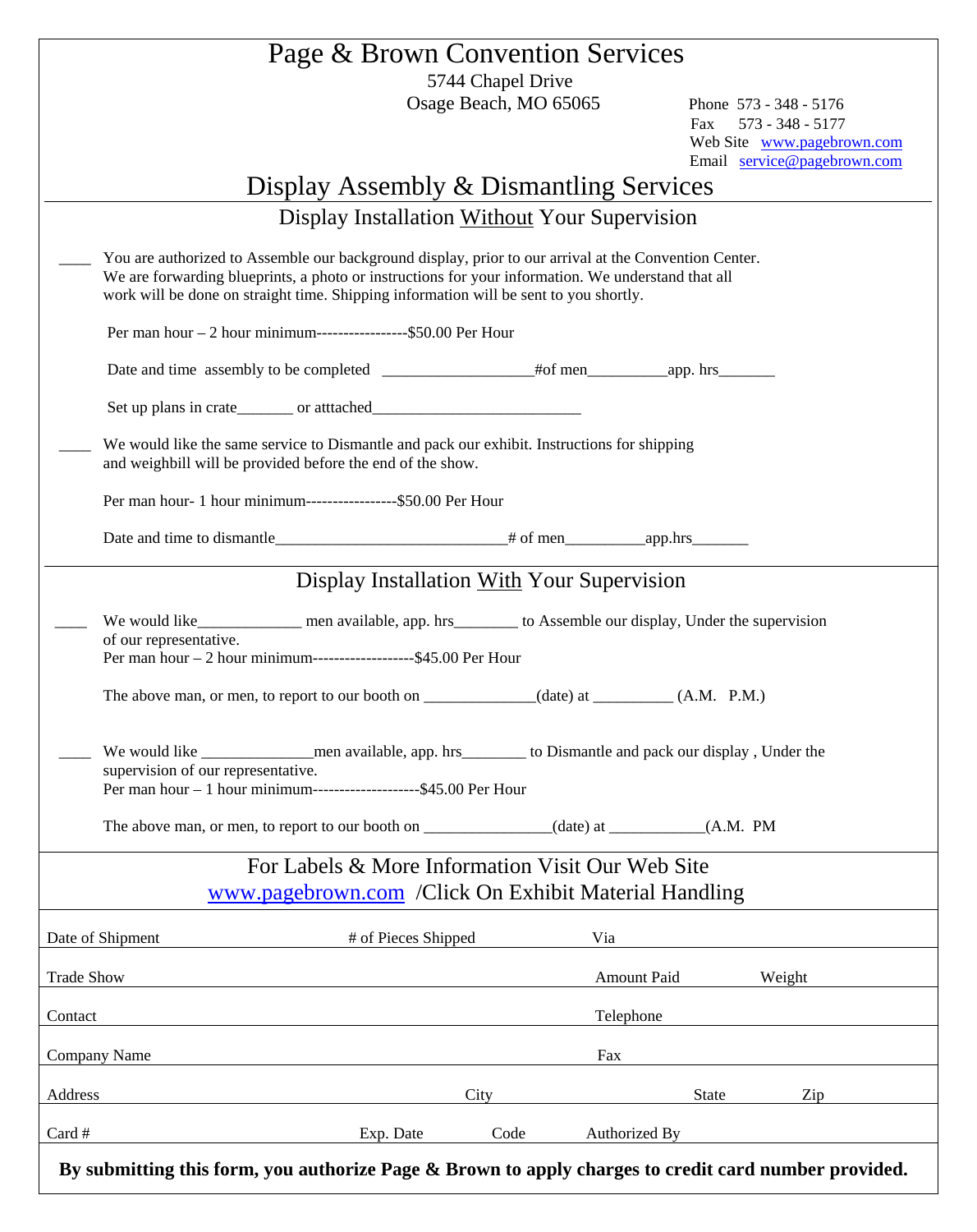# Page & Brown Convention Services

5744 Chapel Drive
Osage Beach, MO 65065

Phone 573 - 348 - 5176
Fax 573 - 348 - 5177
Web Site www.pagebrown.com
Email service@pagebrown.com

## Display Assembly & Dismantling Services

### Display Installation Without Your Supervision

____ You are authorized to Assemble our background display, prior to our arrival at the Convention Center. We are forwarding blueprints, a photo or instructions for your information. We understand that all work will be done on straight time. Shipping information will be sent to you shortly.

Per man hour – 2 hour minimum-----------------$50.00 Per Hour

Date and time assembly to be completed ___________________#of men__________app. hrs_______

Set up plans in crate_______ or atttached__________________________

____ We would like the same service to Dismantle and pack our exhibit. Instructions for shipping and weighbill will be provided before the end of the show.

Per man hour- 1 hour minimum-----------------$50.00 Per Hour

Date and time to dismantle_____________________________# of men__________app.hrs_______

### Display Installation With Your Supervision

____ We would like_____________ men available, app. hrs________ to Assemble our display, Under the supervision of our representative.
Per man hour – 2 hour minimum-------------------$45.00 Per Hour

The above man, or men, to report to our booth on ______________(date) at __________ (A.M. P.M.)

____ We would like ______________men available, app. hrs________ to Dismantle and pack our display , Under the supervision of our representative.
Per man hour – 1 hour minimum--------------------$45.00 Per Hour

The above man, or men, to report to our booth on ________________(date) at ____________(A.M. PM

### For Labels & More Information Visit Our Web Site
### www.pagebrown.com /Click On Exhibit Material Handling

| | | | |
|---|---|---|---|
| Date of Shipment | # of Pieces Shipped | Via | |
| Trade Show | | Amount Paid | Weight |
| Contact | | Telephone | |
| Company Name | | Fax | |
| Address | City | State | Zip |
| Card # | Exp. Date / Code | Authorized By | |

**By submitting this form, you authorize Page & Brown to apply charges to credit card number provided.**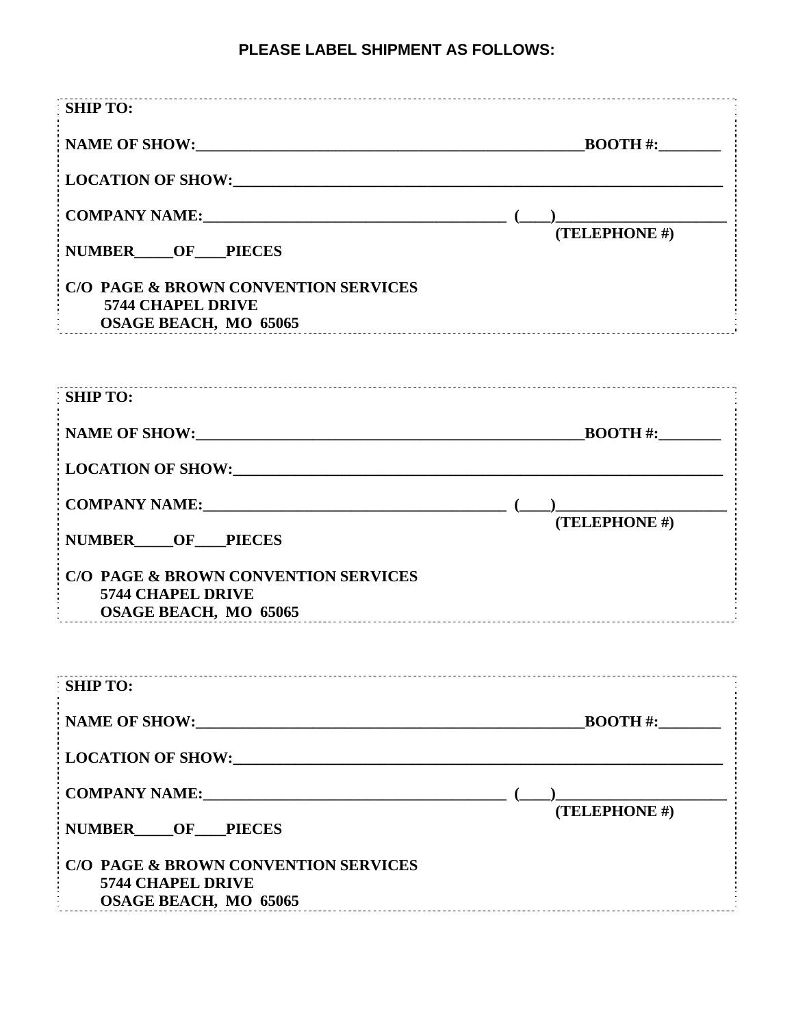## PLEASE LABEL SHIPMENT AS FOLLOWS:

**SHIP TO:**

**NAME OF SHOW:**_____________________________________________________**BOOTH #:**________

**LOCATION OF SHOW:**_________________________________________________________________

**COMPANY NAME:**________________________________________ (____)_____________________
**(TELEPHONE #)**

**NUMBER**_____**OF**____**PIECES**

**C/O PAGE & BROWN CONVENTION SERVICES**
**5744 CHAPEL DRIVE**
**OSAGE BEACH, MO 65065**

---

**SHIP TO:**

**NAME OF SHOW:**_____________________________________________________**BOOTH #:**________

**LOCATION OF SHOW:**_________________________________________________________________

**COMPANY NAME:**________________________________________ (____)_____________________
**(TELEPHONE #)**

**NUMBER**_____**OF**____**PIECES**

**C/O PAGE & BROWN CONVENTION SERVICES**
**5744 CHAPEL DRIVE**
**OSAGE BEACH, MO 65065**

---

**SHIP TO:**

**NAME OF SHOW:**_____________________________________________________**BOOTH #:**________

**LOCATION OF SHOW:**_________________________________________________________________

**COMPANY NAME:**________________________________________ (____)_____________________
**(TELEPHONE #)**

**NUMBER**_____**OF**____**PIECES**

**C/O PAGE & BROWN CONVENTION SERVICES**
**5744 CHAPEL DRIVE**
**OSAGE BEACH, MO 65065**